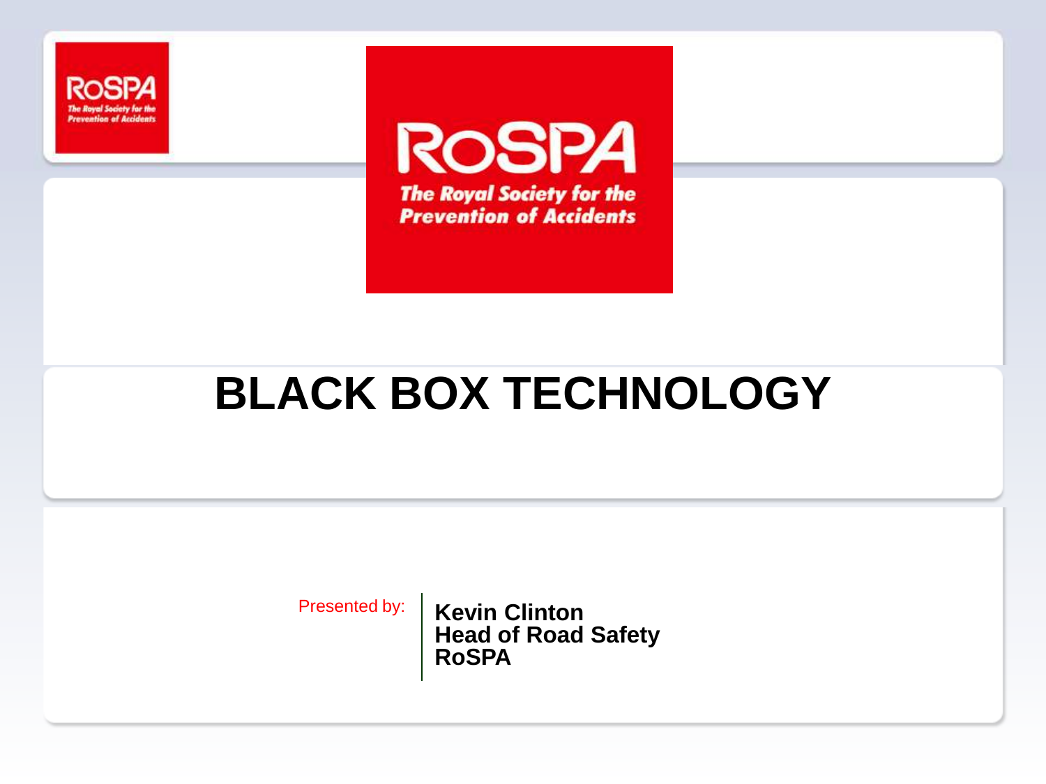RoSPA
The Royal Society for the Prevention of Accidents

# BLACK BOX TECHNOLOGY

Presented by:

**Kevin Clinton**
**Head of Road Safety**
**RoSPA**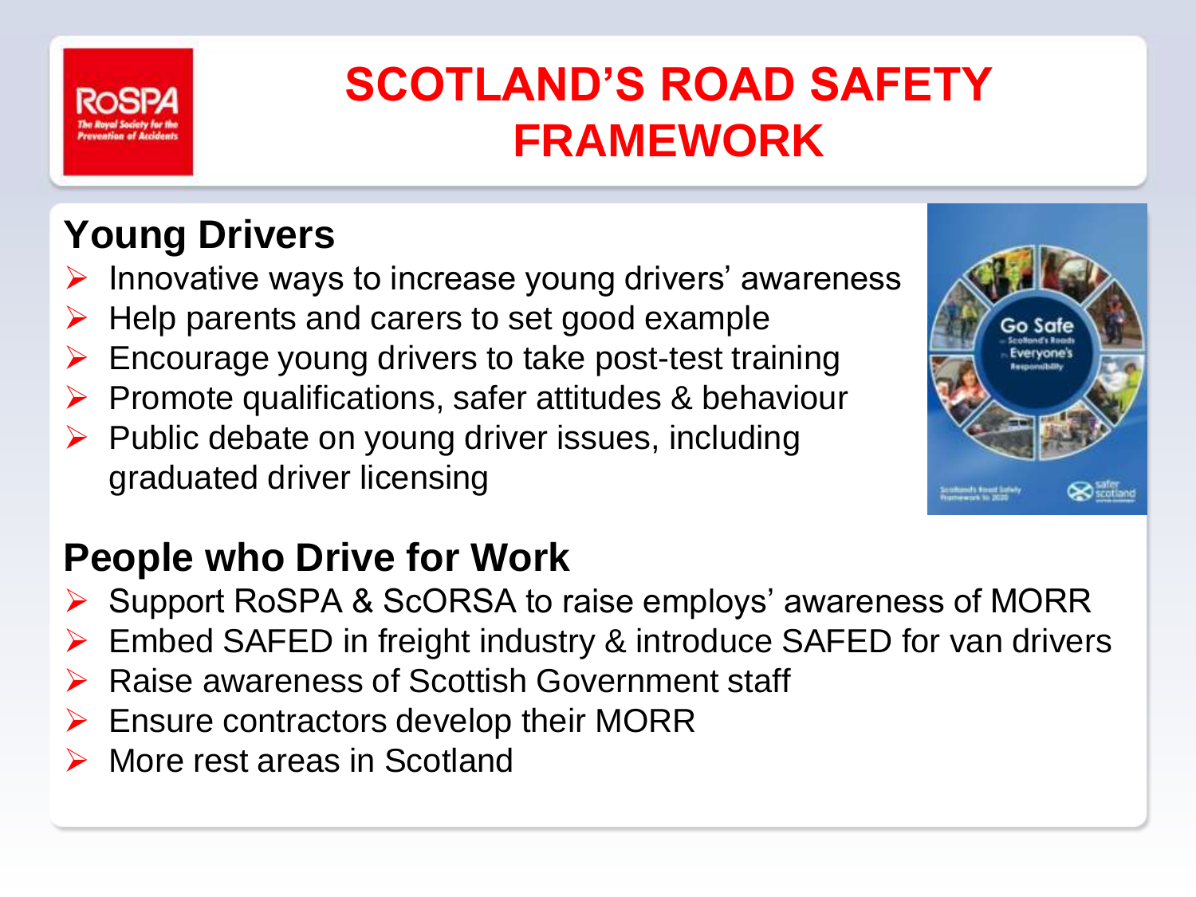# SCOTLAND'S ROAD SAFETY FRAMEWORK

## Young Drivers

- Innovative ways to increase young drivers' awareness
- Help parents and carers to set good example
- Encourage young drivers to take post-test training
- Promote qualifications, safer attitudes & behaviour
- Public debate on young driver issues, including graduated driver licensing

## People who Drive for Work

- Support RoSPA & ScORSA to raise employs' awareness of MORR
- Embed SAFED in freight industry & introduce SAFED for van drivers
- Raise awareness of Scottish Government staff
- Ensure contractors develop their MORR
- More rest areas in Scotland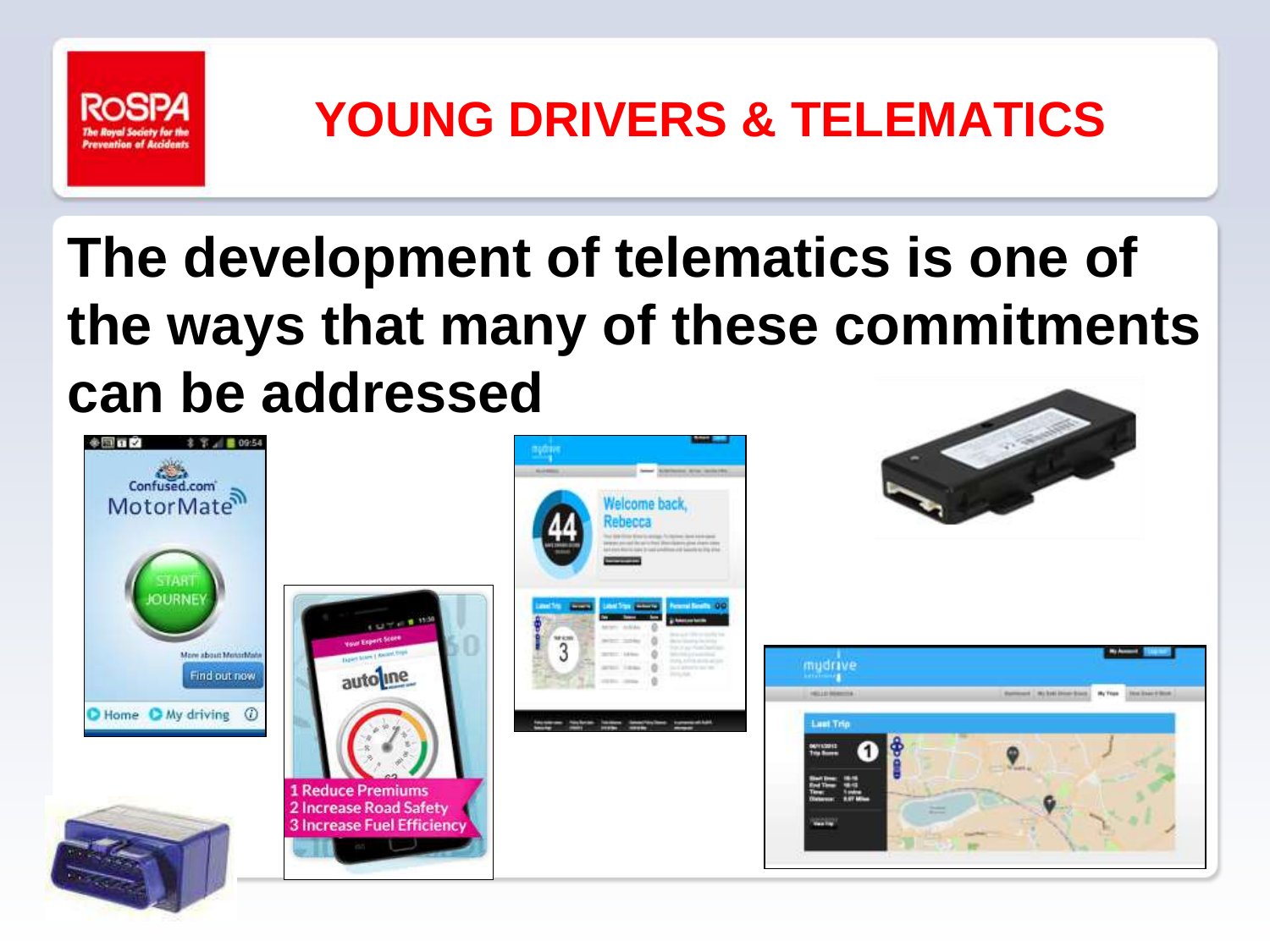# YOUNG DRIVERS & TELEMATICS

## The development of telematics is one of the ways that many of these commitments can be addressed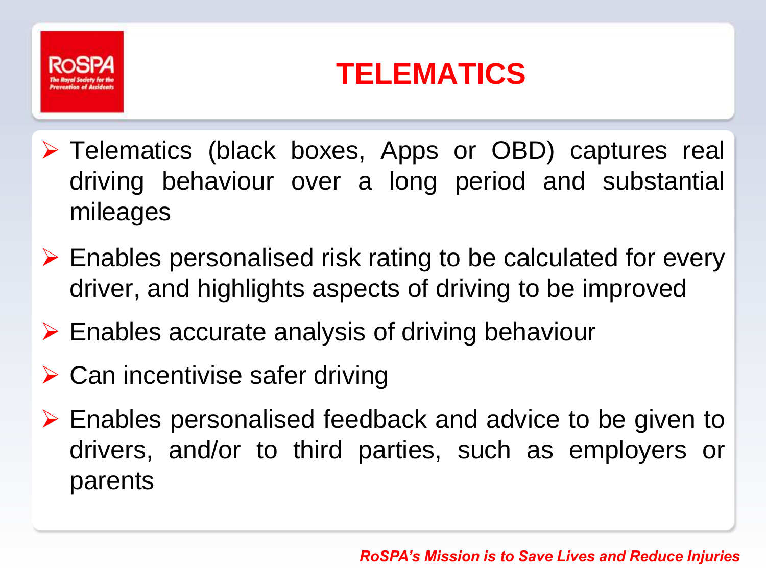# TELEMATICS

- Telematics (black boxes, Apps or OBD) captures real driving behaviour over a long period and substantial mileages
- Enables personalised risk rating to be calculated for every driver, and highlights aspects of driving to be improved
- Enables accurate analysis of driving behaviour
- Can incentivise safer driving
- Enables personalised feedback and advice to be given to drivers, and/or to third parties, such as employers or parents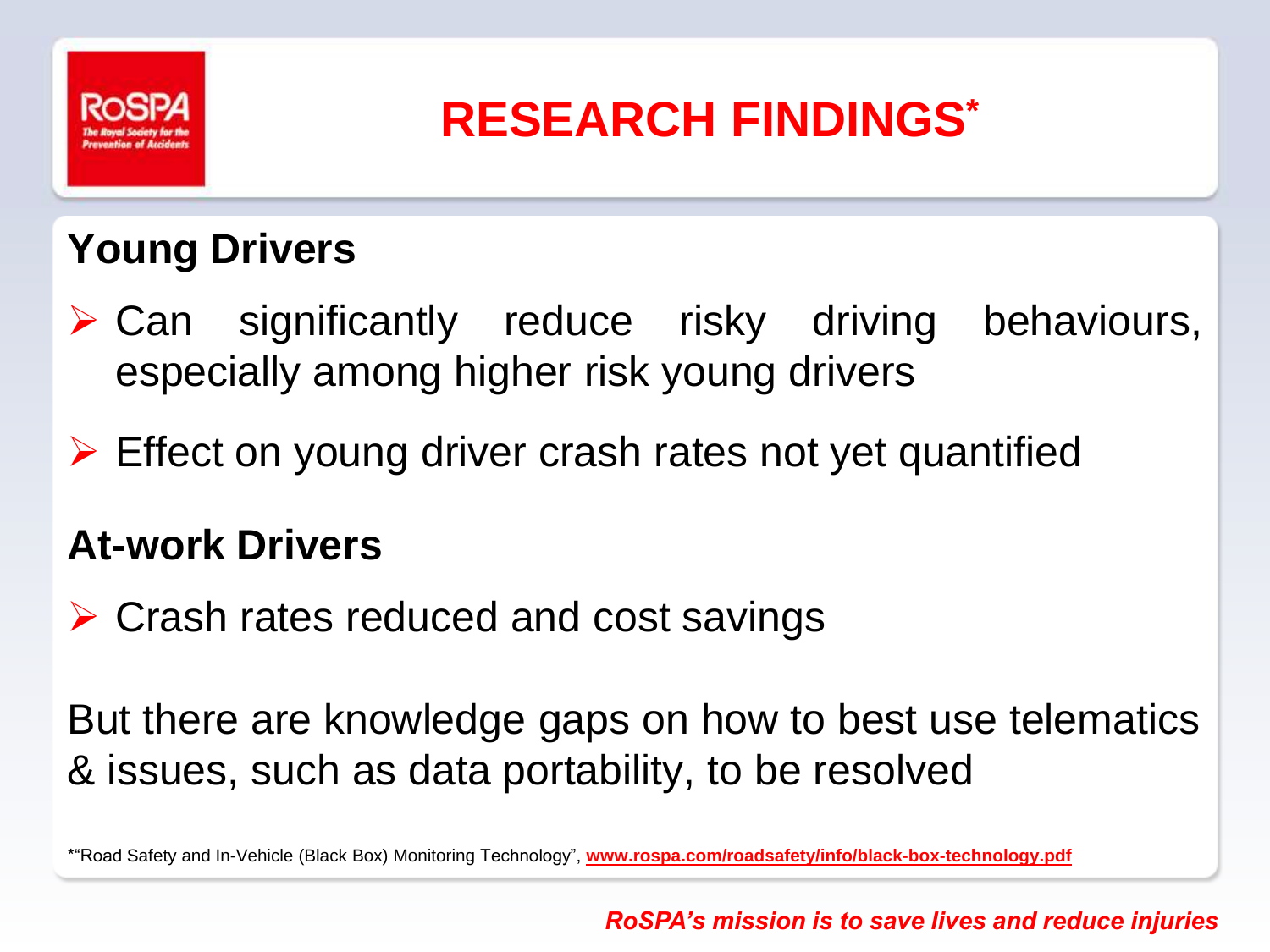# RESEARCH FINDINGS*

## Young Drivers

- Can significantly reduce risky driving behaviours, especially among higher risk young drivers
- Effect on young driver crash rates not yet quantified

## At-work Drivers

- Crash rates reduced and cost savings

But there are knowledge gaps on how to best use telematics & issues, such as data portability, to be resolved

*"Road Safety and In-Vehicle (Black Box) Monitoring Technology", www.rospa.com/roadsafety/info/black-box-technology.pdf

*RoSPA's mission is to save lives and reduce injuries*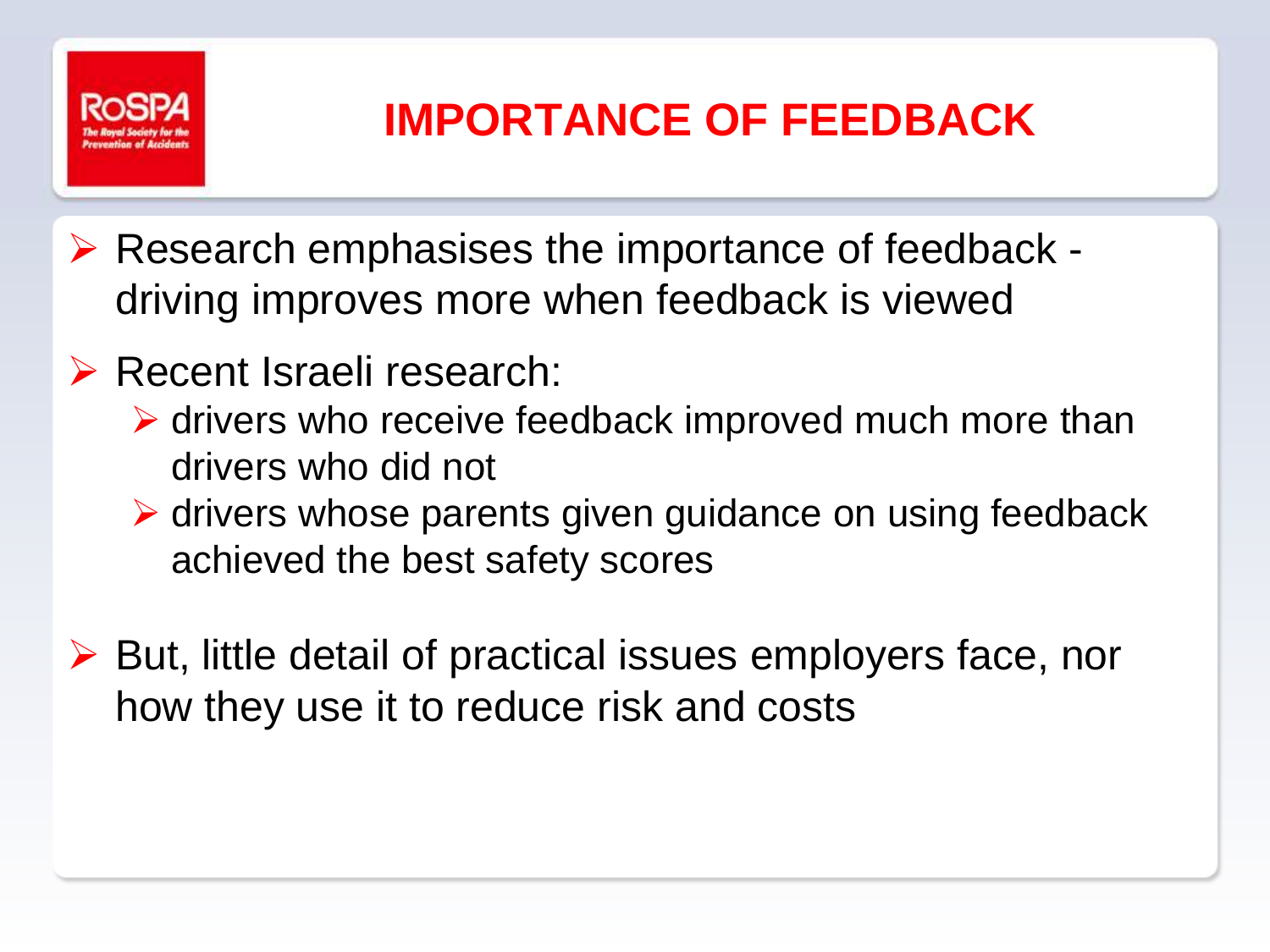# IMPORTANCE OF FEEDBACK

- Research emphasises the importance of feedback - driving improves more when feedback is viewed
- Recent Israeli research:
  - drivers who receive feedback improved much more than drivers who did not
  - drivers whose parents given guidance on using feedback achieved the best safety scores
- But, little detail of practical issues employers face, nor how they use it to reduce risk and costs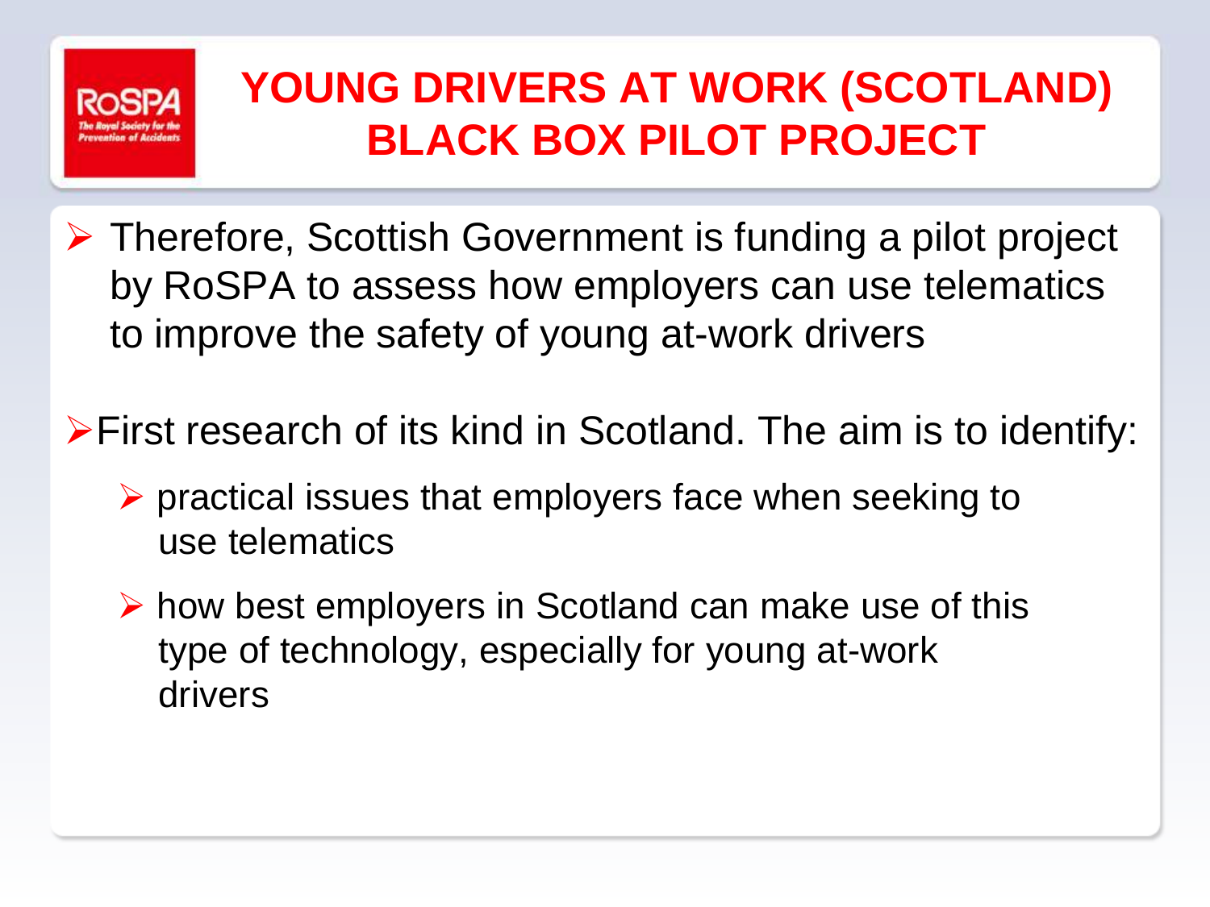# YOUNG DRIVERS AT WORK (SCOTLAND) BLACK BOX PILOT PROJECT

- Therefore, Scottish Government is funding a pilot project by RoSPA to assess how employers can use telematics to improve the safety of young at-work drivers

- First research of its kind in Scotland. The aim is to identify:
  - practical issues that employers face when seeking to use telematics
  - how best employers in Scotland can make use of this type of technology, especially for young at-work drivers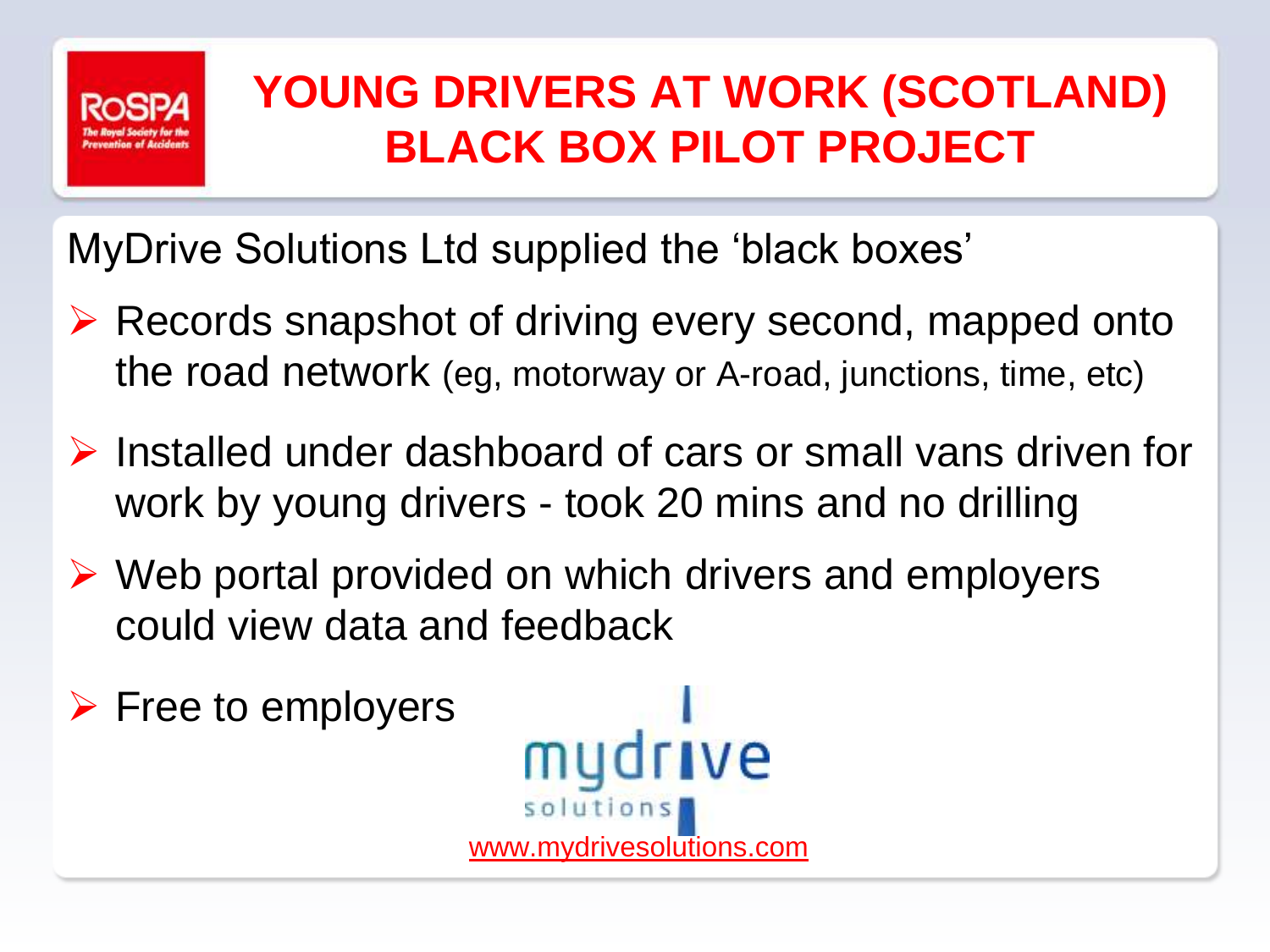# YOUNG DRIVERS AT WORK (SCOTLAND) BLACK BOX PILOT PROJECT

MyDrive Solutions Ltd supplied the 'black boxes'

- Records snapshot of driving every second, mapped onto the road network (eg, motorway or A-road, junctions, time, etc)
- Installed under dashboard of cars or small vans driven for work by young drivers - took 20 mins and no drilling
- Web portal provided on which drivers and employers could view data and feedback
- Free to employers

www.mydrivesolutions.com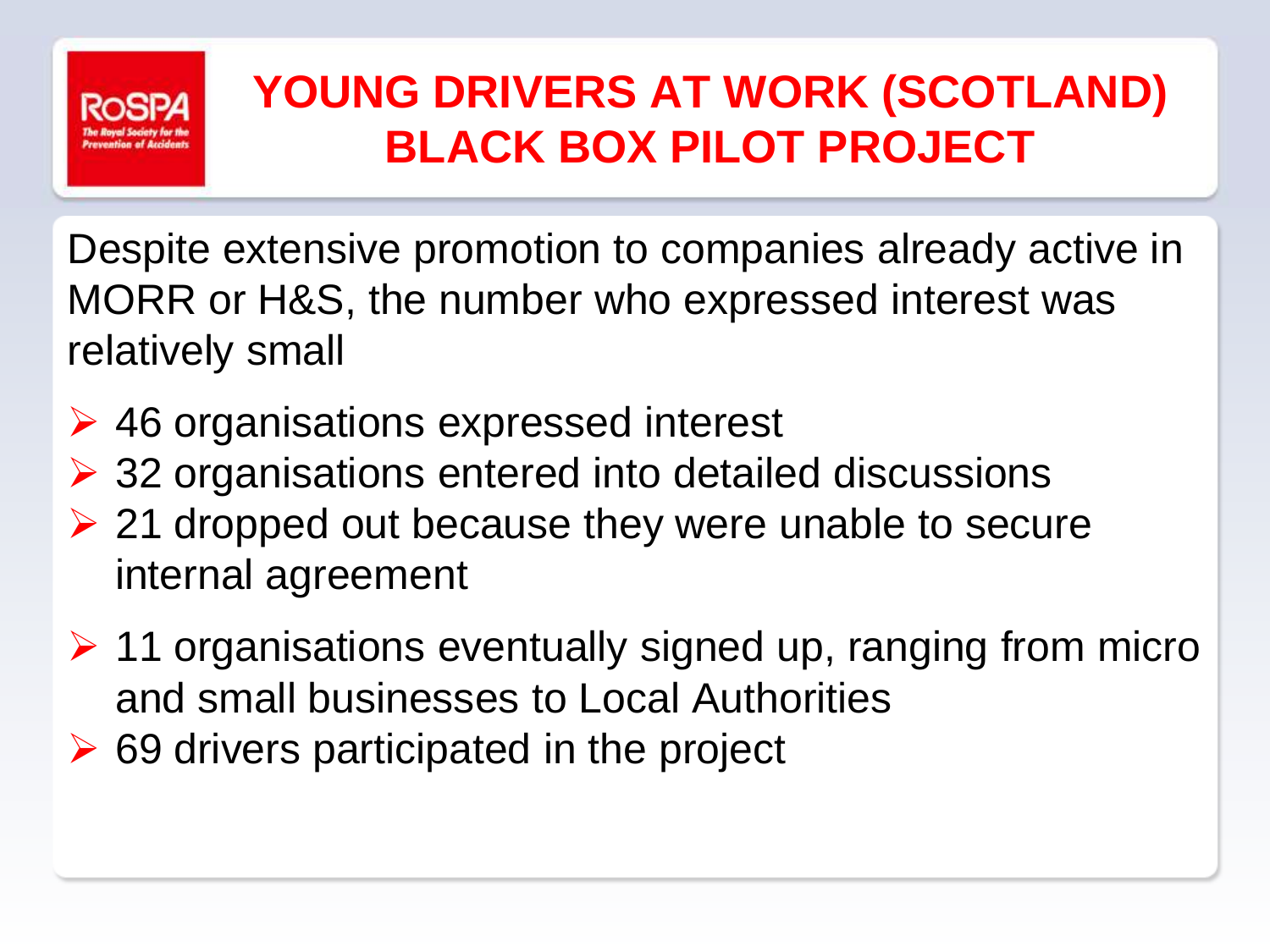# YOUNG DRIVERS AT WORK (SCOTLAND) BLACK BOX PILOT PROJECT

Despite extensive promotion to companies already active in MORR or H&S, the number who expressed interest was relatively small

- 46 organisations expressed interest
- 32 organisations entered into detailed discussions
- 21 dropped out because they were unable to secure internal agreement
- 11 organisations eventually signed up, ranging from micro and small businesses to Local Authorities
- 69 drivers participated in the project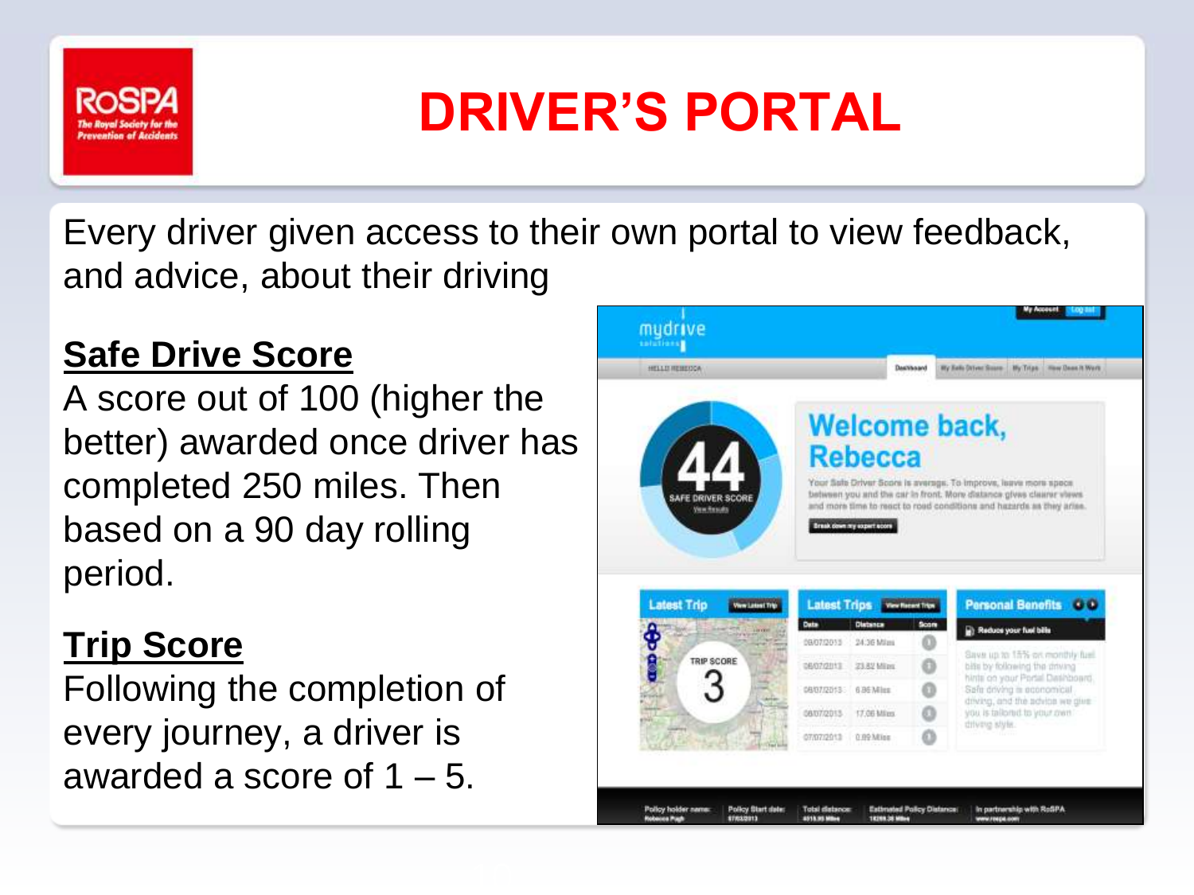# DRIVER'S PORTAL

Every driver given access to their own portal to view feedback, and advice, about their driving

**Safe Drive Score**

A score out of 100 (higher the better) awarded once driver has completed 250 miles. Then based on a 90 day rolling period.

**Trip Score**

Following the completion of every journey, a driver is awarded a score of 1 – 5.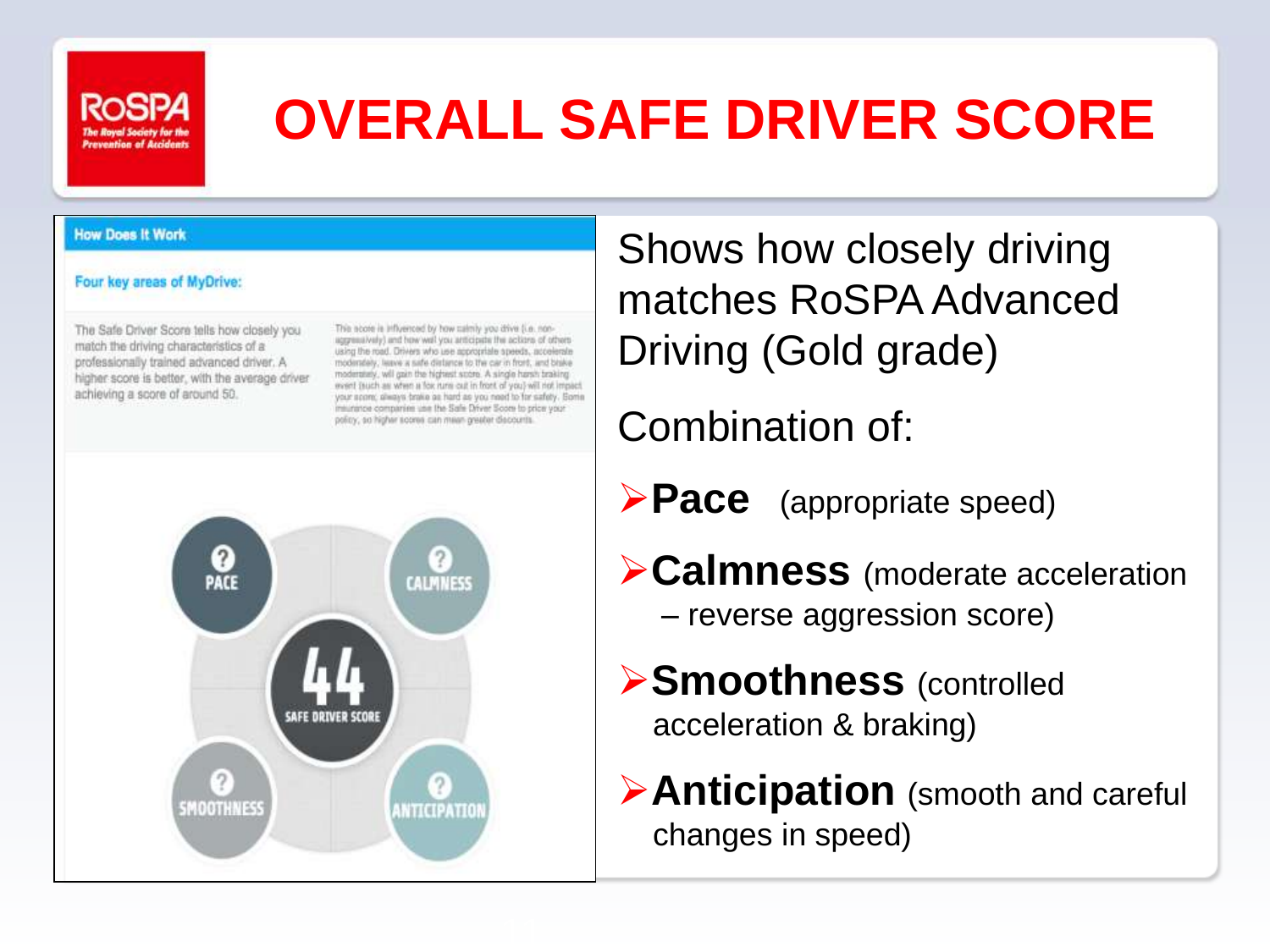# OVERALL SAFE DRIVER SCORE

RoSPA
The Royal Society for the Prevention of Accidents

**How Does It Work**

**Four key areas of MyDrive:**

The Safe Driver Score tells how closely you match the driving characteristics of a professionally trained advanced driver. A higher score is better, with the average driver achieving a score of around 50.

This score is influenced by how calmly you drive (i.e. non-aggressively) and how well you anticipate the actions of others using the road. Drivers who use appropriate speeds, accelerate moderately, leave a safe distance to the car in front, and brake moderately, will gain the highest score. A single harsh braking event (such as when a fox runs out in front of you) will not impact your score; always brake as hard as you need to for safety. Some insurance companies use the Safe Driver Score to price your policy, so higher scores can mean greater discounts.

PACE · CALMNESS · 44 SAFE DRIVER SCORE · SMOOTHNESS · ANTICIPATION

Shows how closely driving matches RoSPA Advanced Driving (Gold grade)

Combination of:

- **Pace** (appropriate speed)
- **Calmness** (moderate acceleration – reverse aggression score)
- **Smoothness** (controlled acceleration & braking)
- **Anticipation** (smooth and careful changes in speed)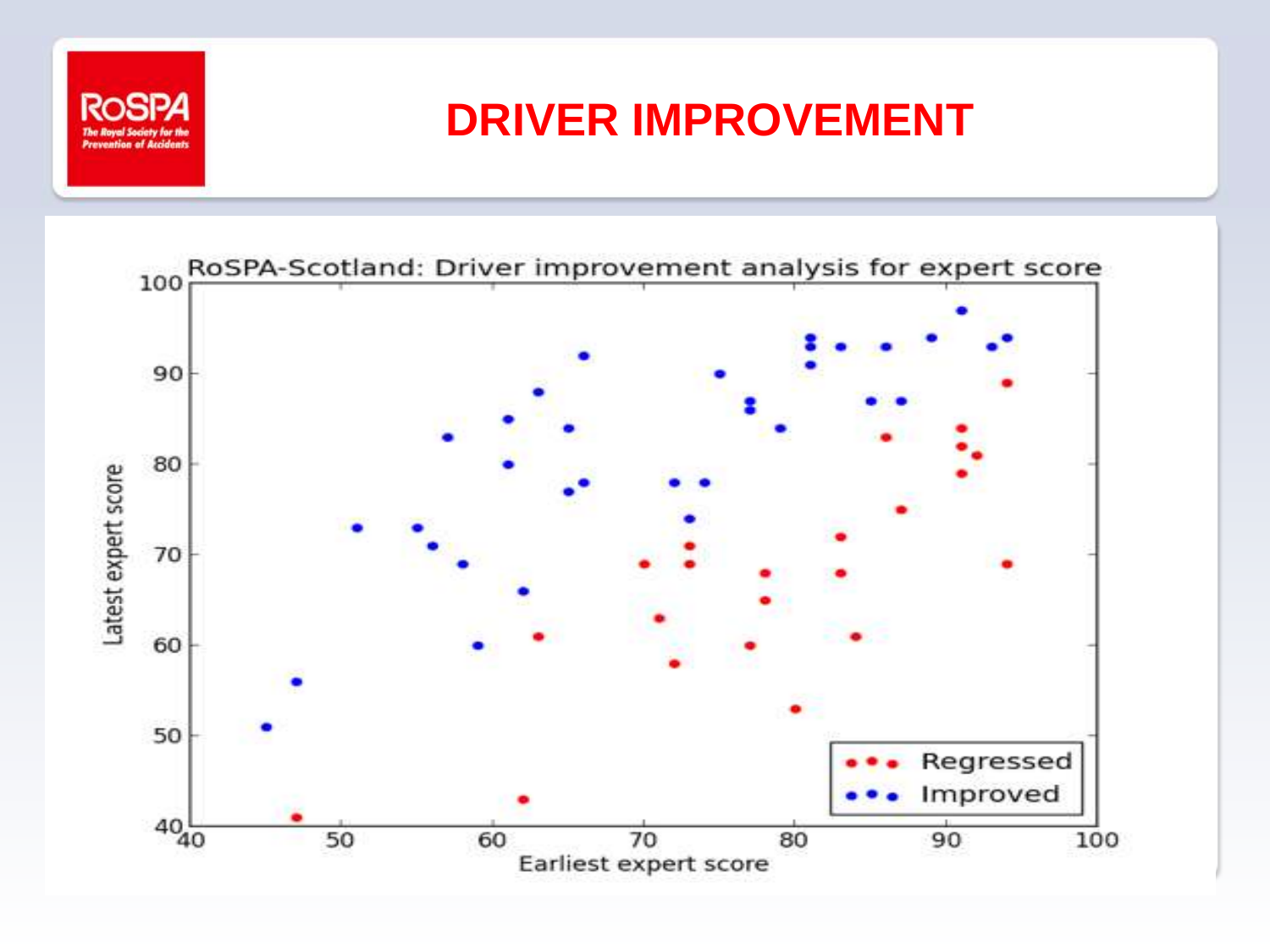# DRIVER IMPROVEMENT

RoSPA-Scotland: Driver improvement analysis for expert score

Latest expert score

Earliest expert score

Regressed

Improved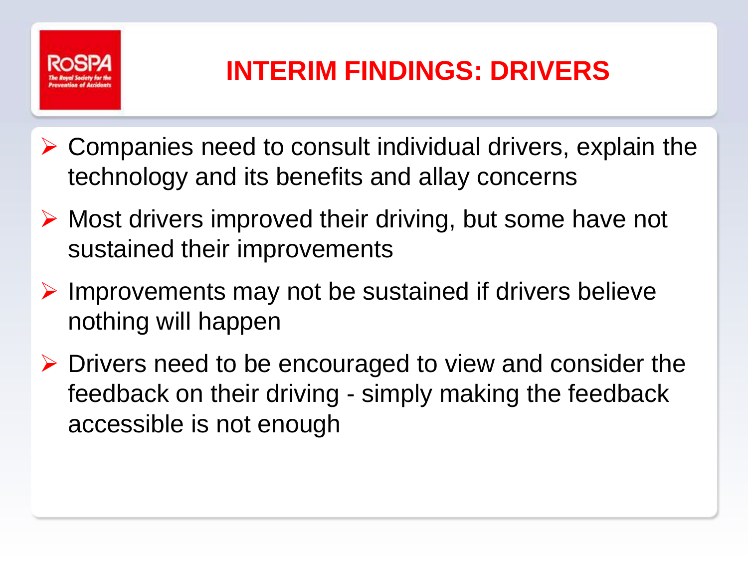# INTERIM FINDINGS: DRIVERS

- Companies need to consult individual drivers, explain the technology and its benefits and allay concerns
- Most drivers improved their driving, but some have not sustained their improvements
- Improvements may not be sustained if drivers believe nothing will happen
- Drivers need to be encouraged to view and consider the feedback on their driving - simply making the feedback accessible is not enough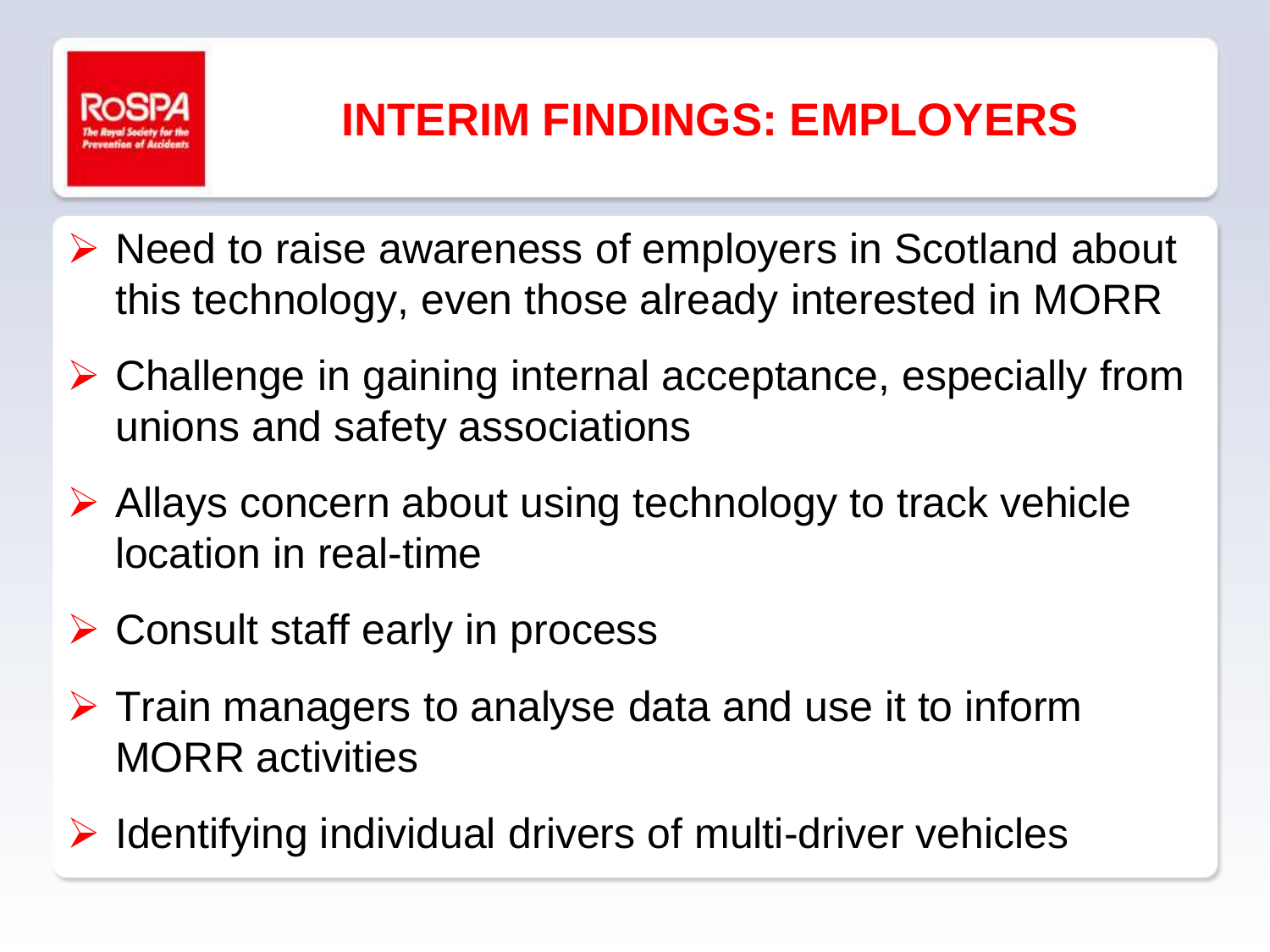# INTERIM FINDINGS: EMPLOYERS

- Need to raise awareness of employers in Scotland about this technology, even those already interested in MORR
- Challenge in gaining internal acceptance, especially from unions and safety associations
- Allays concern about using technology to track vehicle location in real-time
- Consult staff early in process
- Train managers to analyse data and use it to inform MORR activities
- Identifying individual drivers of multi-driver vehicles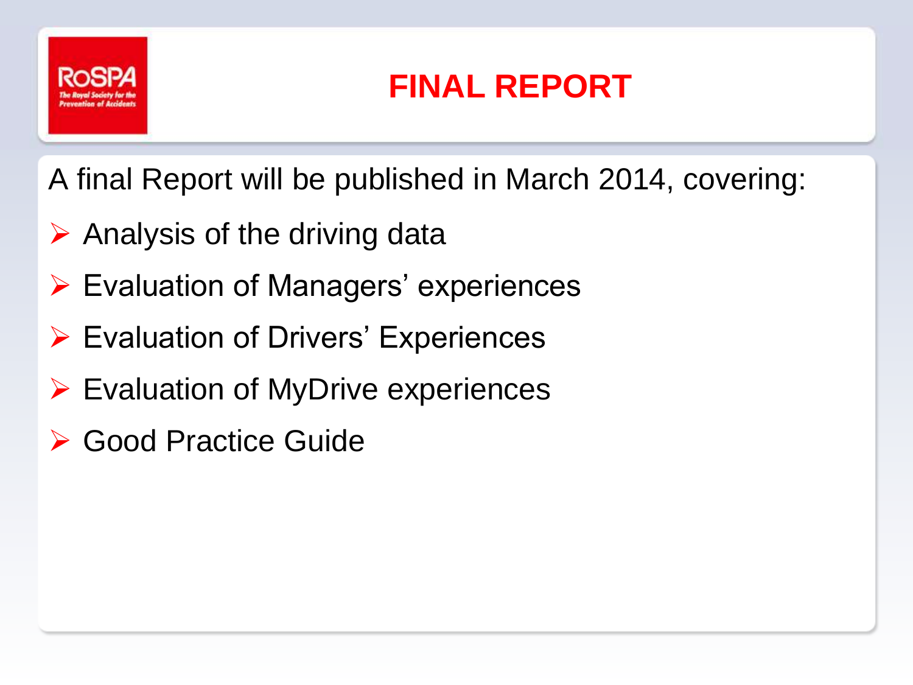RoSPA
The Royal Society for the Prevention of Accidents

# FINAL REPORT

A final Report will be published in March 2014, covering:

- Analysis of the driving data
- Evaluation of Managers' experiences
- Evaluation of Drivers' Experiences
- Evaluation of MyDrive experiences
- Good Practice Guide